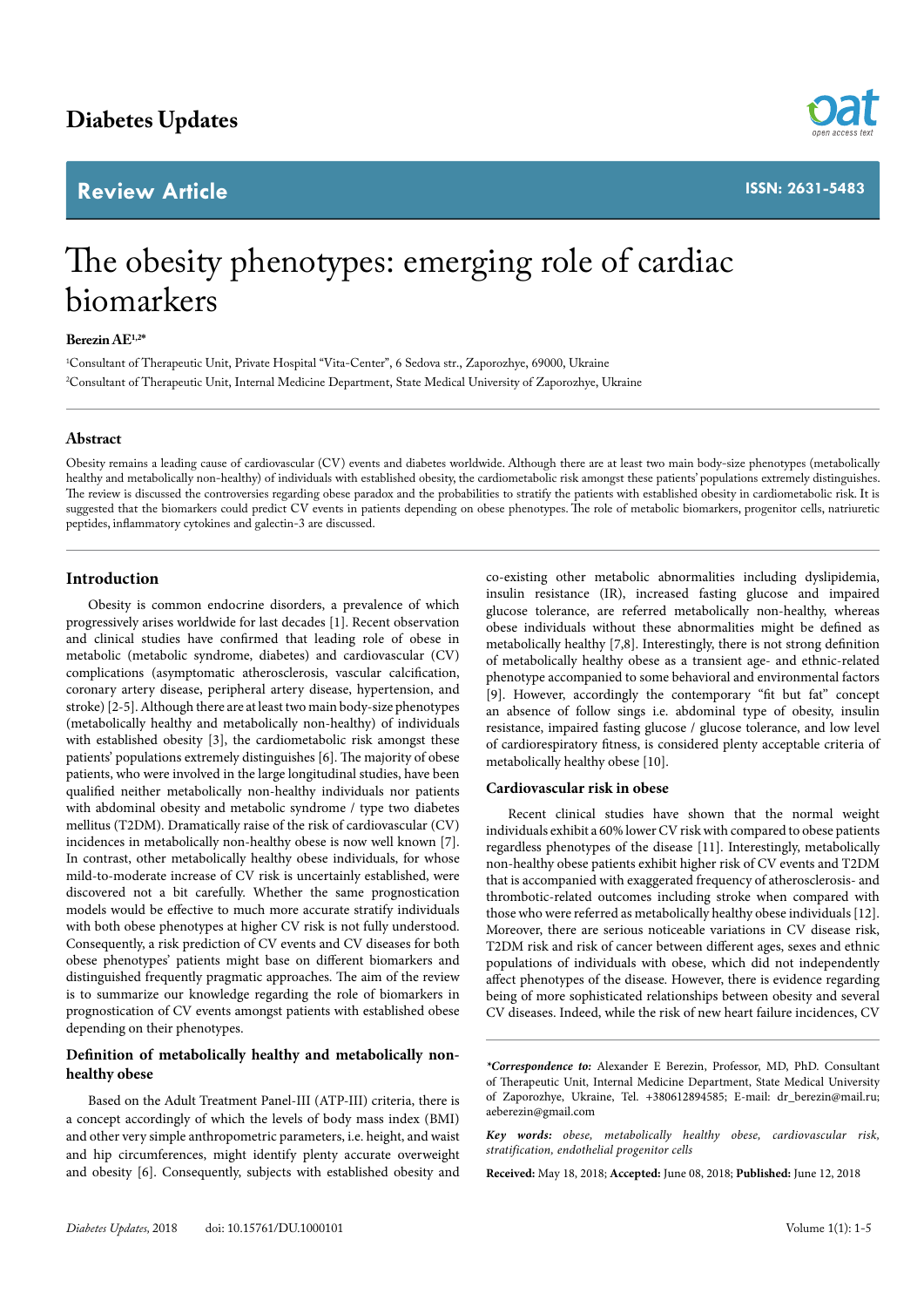Diabetes Updates

Review Article

ISSN: 2631-5483

# The obesity phenotypes: emerging role of cardiac biomarkers

**Berezin AE**[1,2*]

[1]Consultant of Therapeutic Unit, Private Hospital "Vita-Center", 6 Sedova str., Zaporozhye, 69000, Ukraine

[2]Consultant of Therapeutic Unit, Internal Medicine Department, State Medical University of Zaporozhye, Ukraine

## Abstract

Obesity remains a leading cause of cardiovascular (CV) events and diabetes worldwide. Although there are at least two main body-size phenotypes (metabolically healthy and metabolically non-healthy) of individuals with established obesity, the cardiometabolic risk amongst these patients' populations extremely distinguishes. The review is discussed the controversies regarding obese paradox and the probabilities to stratify the patients with established obesity in cardiometabolic risk. It is suggested that the biomarkers could predict CV events in patients depending on obese phenotypes. The role of metabolic biomarkers, progenitor cells, natriuretic peptides, inflammatory cytokines and galectin-3 are discussed.

## Introduction

Obesity is common endocrine disorders, a prevalence of which progressively arises worldwide for last decades [1]. Recent observation and clinical studies have confirmed that leading role of obese in metabolic (metabolic syndrome, diabetes) and cardiovascular (CV) complications (asymptomatic atherosclerosis, vascular calcification, coronary artery disease, peripheral artery disease, hypertension, and stroke) [2-5]. Although there are at least two main body-size phenotypes (metabolically healthy and metabolically non-healthy) of individuals with established obesity [3], the cardiometabolic risk amongst these patients' populations extremely distinguishes [6]. The majority of obese patients, who were involved in the large longitudinal studies, have been qualified neither metabolically non-healthy individuals nor patients with abdominal obesity and metabolic syndrome / type two diabetes mellitus (T2DM). Dramatically raise of the risk of cardiovascular (CV) incidences in metabolically non-healthy obese is now well known [7]. In contrast, other metabolically healthy obese individuals, for whose mild-to-moderate increase of CV risk is uncertainly established, were discovered not a bit carefully. Whether the same prognostication models would be effective to much more accurate stratify individuals with both obese phenotypes at higher CV risk is not fully understood. Consequently, a risk prediction of CV events and CV diseases for both obese phenotypes' patients might base on different biomarkers and distinguished frequently pragmatic approaches. The aim of the review is to summarize our knowledge regarding the role of biomarkers in prognostication of CV events amongst patients with established obese depending on their phenotypes.

## Definition of metabolically healthy and metabolically non-healthy obese

Based on the Adult Treatment Panel-III (ATP-III) criteria, there is a concept accordingly of which the levels of body mass index (BMI) and other very simple anthropometric parameters, i.e. height, and waist and hip circumferences, might identify plenty accurate overweight and obesity [6]. Consequently, subjects with established obesity and co-existing other metabolic abnormalities including dyslipidemia, insulin resistance (IR), increased fasting glucose and impaired glucose tolerance, are referred metabolically non-healthy, whereas obese individuals without these abnormalities might be defined as metabolically healthy [7,8]. Interestingly, there is not strong definition of metabolically healthy obese as a transient age- and ethnic-related phenotype accompanied to some behavioral and environmental factors [9]. However, accordingly the contemporary "fit but fat" concept an absence of follow sings i.e. abdominal type of obesity, insulin resistance, impaired fasting glucose / glucose tolerance, and low level of cardiorespiratory fitness, is considered plenty acceptable criteria of metabolically healthy obese [10].

## Cardiovascular risk in obese

Recent clinical studies have shown that the normal weight individuals exhibit a 60% lower CV risk with compared to obese patients regardless phenotypes of the disease [11]. Interestingly, metabolically non-healthy obese patients exhibit higher risk of CV events and T2DM that is accompanied with exaggerated frequency of atherosclerosis- and thrombotic-related outcomes including stroke when compared with those who were referred as metabolically healthy obese individuals [12]. Moreover, there are serious noticeable variations in CV disease risk, T2DM risk and risk of cancer between different ages, sexes and ethnic populations of individuals with obese, which did not independently affect phenotypes of the disease. However, there is evidence regarding being of more sophisticated relationships between obesity and several CV diseases. Indeed, while the risk of new heart failure incidences, CV

***Correspondence to:** Alexander E Berezin, Professor, MD, PhD. Consultant of Therapeutic Unit, Internal Medicine Department, State Medical University of Zaporozhye, Ukraine, Tel. +380612894585; E-mail: dr_berezin@mail.ru; aeberezin@gmail.com

***Key words:** obese, metabolically healthy obese, cardiovascular risk, stratification, endothelial progenitor cells*

**Received:** May 18, 2018; **Accepted:** June 08, 2018; **Published:** June 12, 2018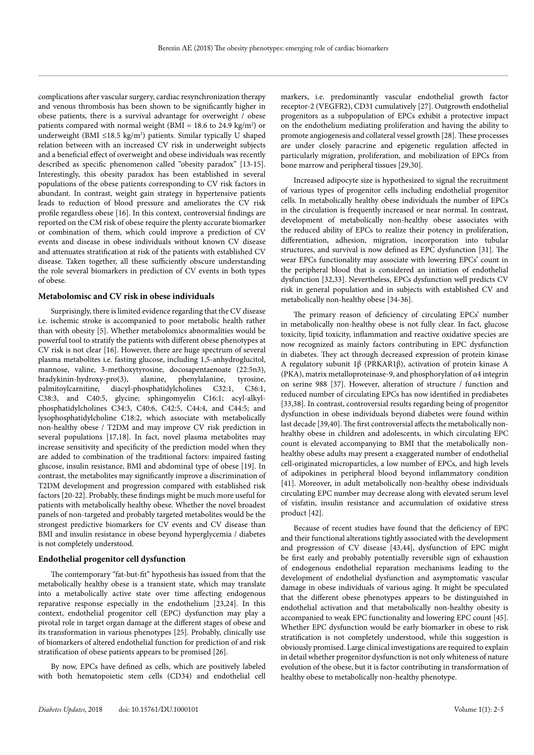complications after vascular surgery, cardiac resynchronization therapy and venous thrombosis has been shown to be significantly higher in obese patients, there is a survival advantage for overweight / obese patients compared with normal weight (BMI = 18.6 to 24.9 kg/m$^2$) or underweight (BMI ≤18.5 kg/m$^2$) patients. Similar typically U shaped relation between with an increased CV risk in underweight subjects and a beneficial effect of overweight and obese individuals was recently described as specific phenomenon called "obesity paradox" [13-15]. Interestingly, this obesity paradox has been established in several populations of the obese patients corresponding to CV risk factors in abundant. In contrast, weight gain strategy in hypertensive patients leads to reduction of blood pressure and ameliorates the CV risk profile regardless obese [16]. In this context, controversial findings are reported on the CM risk of obese require the plenty accurate biomarker or combination of them, which could improve a prediction of CV events and disease in obese individuals without known CV disease and attenuates stratification at risk of the patients with established CV disease. Taken together, all these sufficiently obscure understanding the role several biomarkers in prediction of CV events in both types of obese.

### Metabolomisc and CV risk in obese individuals

Surprisingly, there is limited evidence regarding that the CV disease i.e. ischemic stroke is accompanied to poor metabolic health rather than with obesity [5]. Whether metabolomics abnormalities would be powerful tool to stratify the patients with different obese phenotypes at CV risk is not clear [16]. However, there are huge spectrum of several plasma metabolites i.e. fasting glucose, including 1,5-anhydroglucitol, mannose, valine, 3-methoxytyrosine, docosapentaenoate (22:5n3), bradykinin-hydroxy-pro(3), alanine, phenylalanine, tyrosine, palmitoylcarnitine, diacyl-phosphatidylcholines C32:1, C36:1, C38:3, and C40:5, glycine; sphingomyelin C16:1; acyl-alkyl-phosphatidylcholines C34:3, C40:6, C42:5, C44:4, and C44:5; and lysophosphatidylcholine C18:2, which associate with metabolically non-healthy obese / T2DM and may improve CV risk prediction in several populations [17,18]. In fact, novel plasma metabolites may increase sensitivity and specificity of the prediction model when they are added to combination of the traditional factors: impaired fasting glucose, insulin resistance, BMI and abdominal type of obese [19]. In contrast, the metabolites may significantly improve a discrimination of T2DM development and progression compared with established risk factors [20-22]. Probably, these findings might be much more useful for patients with metabolically healthy obese. Whether the novel broadest panels of non-targeted and probably targeted metabolites would be the strongest predictive biomarkers for CV events and CV disease than BMI and insulin resistance in obese beyond hyperglycemia / diabetes is not completely understood.

### Endothelial progenitor cell dysfunction

The contemporary "fat-but-fit" hypothesis has issued from that the metabolically healthy obese is a transient state, which may translate into a metabolically active state over time affecting endogenous reparative response especially in the endothelium [23,24]. In this context, endothelial progenitor cell (EPC) dysfunction may play a pivotal role in target organ damage at the different stages of obese and its transformation in various phenotypes [25]. Probably, clinically use of biomarkers of altered endothelial function for prediction of and risk stratification of obese patients appears to be promised [26].

By now, EPCs have defined as cells, which are positively labeled with both hematopoietic stem cells (CD34) and endothelial cell markers, i.e. predominantly vascular endothelial growth factor receptor-2 (VEGFR2), CD31 cumulatively [27]. Outgrowth endothelial progenitors as a subpopulation of EPCs exhibit a protective impact on the endothelium mediating proliferation and having the ability to promote angiogenesis and collateral vessel growth [28]. These processes are under closely paracrine and epigenetic regulation affected in particularly migration, proliferation, and mobilization of EPCs from bone marrow and peripheral tissues [29,30].

Increased adipocyte size is hypothesized to signal the recruitment of various types of progenitor cells including endothelial progenitor cells. In metabolically healthy obese individuals the number of EPCs in the circulation is frequently increased or near normal. In contrast, development of metabolically non-healthy obese associates with the reduced ability of EPCs to realize their potency in proliferation, differentiation, adhesion, migration, incorporation into tubular structures, and survival is now defined as EPC dysfunction [31]. The wear EPCs functionality may associate with lowering EPCs' count in the peripheral blood that is considered an initiation of endothelial dysfunction [32,33]. Nevertheless, EPCs dysfunction well predicts CV risk in general population and in subjects with established CV and metabolically non-healthy obese [34-36].

The primary reason of deficiency of circulating EPCs' number in metabolically non-healthy obese is not fully clear. In fact, glucose toxicity, lipid toxicity, inflammation and reactive oxidative species are now recognized as mainly factors contributing in EPC dysfunction in diabetes. They act through decreased expression of protein kinase A regulatory subunit 1β (PRKAR1β), activation of protein kinase A (PKA), matrix metalloproteinase-9, and phosphorylation of α4 integrin on serine 988 [37]. However, alteration of structure / function and reduced number of circulating EPCs has now identified in prediabetes [33,38]. In contrast, controversial results regarding being of progenitor dysfunction in obese individuals beyond diabetes were found within last decade [39,40]. The first controversial affects the metabolically non-healthy obese in children and adolescents, in which circulating EPC count is elevated accompanying to BMI that the metabolically non-healthy obese adults may present a exaggerated number of endothelial cell-originated microparticles, a low number of EPCs, and high levels of adipokines in peripheral blood beyond inflammatory condition [41]. Moreover, in adult metabolically non-healthy obese individuals circulating EPC number may decrease along with elevated serum level of visfatin, insulin resistance and accumulation of oxidative stress product [42].

Because of recent studies have found that the deficiency of EPC and their functional alterations tightly associated with the development and progression of CV disease [43,44], dysfunction of EPC might be first early and probably potentially reversible sign of exhaustion of endogenous endothelial reparation mechanisms leading to the development of endothelial dysfunction and asymptomatic vascular damage in obese individuals of various aging. It might be speculated that the different obese phenotypes appears to be distinguished in endothelial activation and that metabolically non-healthy obesity is accompanied to weak EPC functionality and lowering EPC count [45]. Whether EPC dysfunction would be early biomarker in obese to risk stratification is not completely understood, while this suggestion is obviously promised. Large clinical investigations are required to explain in detail whether progenitor dysfunction is not only whiteness of nature evolution of the obese, but it is factor contributing in transformation of healthy obese to metabolically non-healthy phenotype.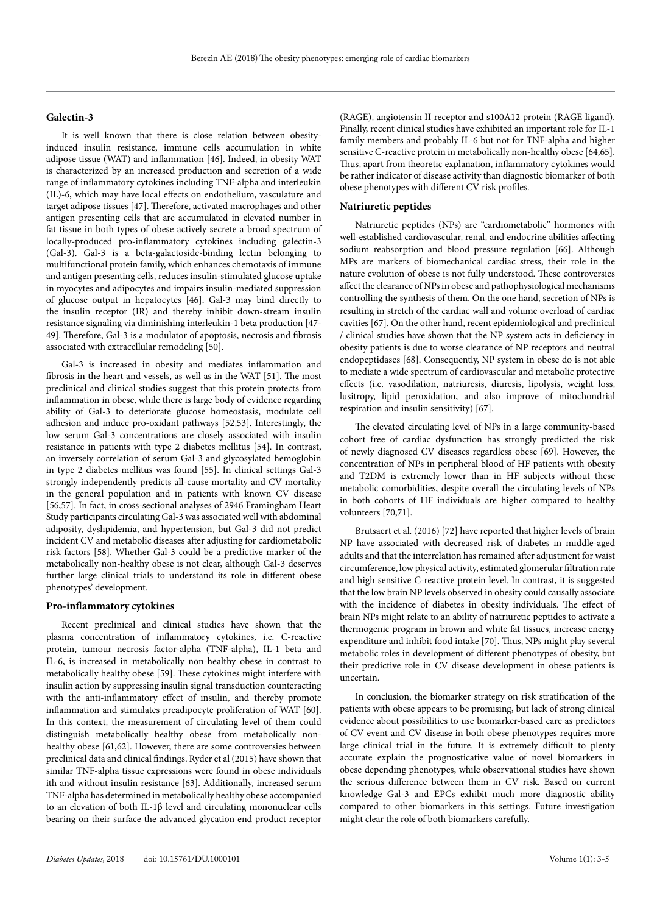## Galectin-3

It is well known that there is close relation between obesity-induced insulin resistance, immune cells accumulation in white adipose tissue (WAT) and inflammation [46]. Indeed, in obesity WAT is characterized by an increased production and secretion of a wide range of inflammatory cytokines including TNF-alpha and interleukin (IL)-6, which may have local effects on endothelium, vasculature and target adipose tissues [47]. Therefore, activated macrophages and other antigen presenting cells that are accumulated in elevated number in fat tissue in both types of obese actively secrete a broad spectrum of locally-produced pro-inflammatory cytokines including galectin-3 (Gal-3). Gal-3 is a beta-galactoside-binding lectin belonging to multifunctional protein family, which enhances chemotaxis of immune and antigen presenting cells, reduces insulin-stimulated glucose uptake in myocytes and adipocytes and impairs insulin-mediated suppression of glucose output in hepatocytes [46]. Gal-3 may bind directly to the insulin receptor (IR) and thereby inhibit down-stream insulin resistance signaling via diminishing interleukin-1 beta production [47-49]. Therefore, Gal-3 is a modulator of apoptosis, necrosis and fibrosis associated with extracellular remodeling [50].

Gal-3 is increased in obesity and mediates inflammation and fibrosis in the heart and vessels, as well as in the WAT [51]. The most preclinical and clinical studies suggest that this protein protects from inflammation in obese, while there is large body of evidence regarding ability of Gal-3 to deteriorate glucose homeostasis, modulate cell adhesion and induce pro-oxidant pathways [52,53]. Interestingly, the low serum Gal-3 concentrations are closely associated with insulin resistance in patients with type 2 diabetes mellitus [54]. In contrast, an inversely correlation of serum Gal-3 and glycosylated hemoglobin in type 2 diabetes mellitus was found [55]. In clinical settings Gal-3 strongly independently predicts all-cause mortality and CV mortality in the general population and in patients with known CV disease [56,57]. In fact, in cross-sectional analyses of 2946 Framingham Heart Study participants circulating Gal-3 was associated well with abdominal adiposity, dyslipidemia, and hypertension, but Gal-3 did not predict incident CV and metabolic diseases after adjusting for cardiometabolic risk factors [58]. Whether Gal-3 could be a predictive marker of the metabolically non-healthy obese is not clear, although Gal-3 deserves further large clinical trials to understand its role in different obese phenotypes' development.

## Pro-inflammatory cytokines

Recent preclinical and clinical studies have shown that the plasma concentration of inflammatory cytokines, i.e. C-reactive protein, tumour necrosis factor-alpha (TNF-alpha), IL-1 beta and IL-6, is increased in metabolically non-healthy obese in contrast to metabolically healthy obese [59]. These cytokines might interfere with insulin action by suppressing insulin signal transduction counteracting with the anti-inflammatory effect of insulin, and thereby promote inflammation and stimulates preadipocyte proliferation of WAT [60]. In this context, the measurement of circulating level of them could distinguish metabolically healthy obese from metabolically non-healthy obese [61,62]. However, there are some controversies between preclinical data and clinical findings. Ryder et al (2015) have shown that similar TNF-alpha tissue expressions were found in obese individuals ith and without insulin resistance [63]. Additionally, increased serum TNF-alpha has determined in metabolically healthy obese accompanied to an elevation of both IL-1β level and circulating mononuclear cells bearing on their surface the advanced glycation end product receptor (RAGE), angiotensin II receptor and s100A12 protein (RAGE ligand). Finally, recent clinical studies have exhibited an important role for IL-1 family members and probably IL-6 but not for TNF-alpha and higher sensitive C-reactive protein in metabolically non-healthy obese [64,65]. Thus, apart from theoretic explanation, inflammatory cytokines would be rather indicator of disease activity than diagnostic biomarker of both obese phenotypes with different CV risk profiles.

## Natriuretic peptides

Natriuretic peptides (NPs) are "cardiometabolic" hormones with well-established cardiovascular, renal, and endocrine abilities affecting sodium reabsorption and blood pressure regulation [66]. Although MPs are markers of biomechanical cardiac stress, their role in the nature evolution of obese is not fully understood. These controversies affect the clearance of NPs in obese and pathophysiological mechanisms controlling the synthesis of them. On the one hand, secretion of NPs is resulting in stretch of the cardiac wall and volume overload of cardiac cavities [67]. On the other hand, recent epidemiological and preclinical / clinical studies have shown that the NP system acts in deficiency in obesity patients is due to worse clearance of NP receptors and neutral endopeptidases [68]. Consequently, NP system in obese do is not able to mediate a wide spectrum of cardiovascular and metabolic protective effects (i.e. vasodilation, natriuresis, diuresis, lipolysis, weight loss, lusitropy, lipid peroxidation, and also improve of mitochondrial respiration and insulin sensitivity) [67].

The elevated circulating level of NPs in a large community-based cohort free of cardiac dysfunction has strongly predicted the risk of newly diagnosed CV diseases regardless obese [69]. However, the concentration of NPs in peripheral blood of HF patients with obesity and T2DM is extremely lower than in HF subjects without these metabolic comorbidities, despite overall the circulating levels of NPs in both cohorts of HF individuals are higher compared to healthy volunteers [70,71].

Brutsaert et al. (2016) [72] have reported that higher levels of brain NP have associated with decreased risk of diabetes in middle-aged adults and that the interrelation has remained after adjustment for waist circumference, low physical activity, estimated glomerular filtration rate and high sensitive C-reactive protein level. In contrast, it is suggested that the low brain NP levels observed in obesity could causally associate with the incidence of diabetes in obesity individuals. The effect of brain NPs might relate to an ability of natriuretic peptides to activate a thermogenic program in brown and white fat tissues, increase energy expenditure and inhibit food intake [70]. Thus, NPs might play several metabolic roles in development of different phenotypes of obesity, but their predictive role in CV disease development in obese patients is uncertain.

In conclusion, the biomarker strategy on risk stratification of the patients with obese appears to be promising, but lack of strong clinical evidence about possibilities to use biomarker-based care as predictors of CV event and CV disease in both obese phenotypes requires more large clinical trial in the future. It is extremely difficult to plenty accurate explain the prognosticative value of novel biomarkers in obese depending phenotypes, while observational studies have shown the serious difference between them in CV risk. Based on current knowledge Gal-3 and EPCs exhibit much more diagnostic ability compared to other biomarkers in this settings. Future investigation might clear the role of both biomarkers carefully.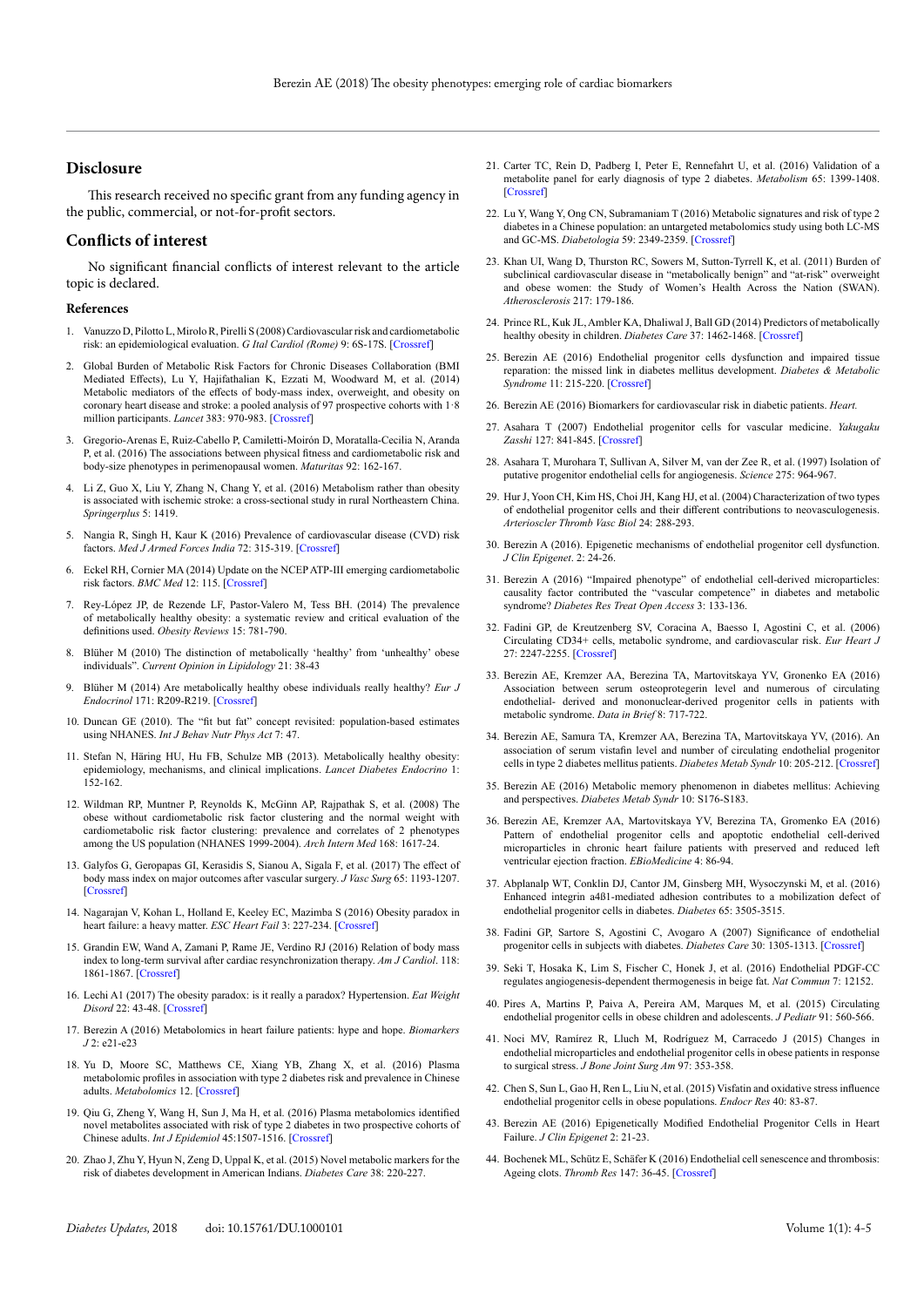## Disclosure

This research received no specific grant from any funding agency in the public, commercial, or not-for-profit sectors.

## Conflicts of interest

No significant financial conflicts of interest relevant to the article topic is declared.

### References

1. Vanuzzo D, Pilotto L, Mirolo R, Pirelli S (2008) Cardiovascular risk and cardiometabolic risk: an epidemiological evaluation. *G Ital Cardiol (Rome)* 9: 6S-17S. [Crossref]
2. Global Burden of Metabolic Risk Factors for Chronic Diseases Collaboration (BMI Mediated Effects), Lu Y, Hajifathalian K, Ezzati M, Woodward M, et al. (2014) Metabolic mediators of the effects of body-mass index, overweight, and obesity on coronary heart disease and stroke: a pooled analysis of 97 prospective cohorts with 1·8 million participants. *Lancet* 383: 970-983. [Crossref]
3. Gregorio-Arenas E, Ruiz-Cabello P, Camiletti-Moirón D, Moratalla-Cecilia N, Aranda P, et al. (2016) The associations between physical fitness and cardiometabolic risk and body-size phenotypes in perimenopausal women. *Maturitas* 92: 162-167.
4. Li Z, Guo X, Liu Y, Zhang N, Chang Y, et al. (2016) Metabolism rather than obesity is associated with ischemic stroke: a cross-sectional study in rural Northeastern China. *Springerplus* 5: 1419.
5. Nangia R, Singh H, Kaur K (2016) Prevalence of cardiovascular disease (CVD) risk factors. *Med J Armed Forces India* 72: 315-319. [Crossref]
6. Eckel RH, Cornier MA (2014) Update on the NCEP ATP-III emerging cardiometabolic risk factors. *BMC Med* 12: 115. [Crossref]
7. Rey-López JP, de Rezende LF, Pastor-Valero M, Tess BH. (2014) The prevalence of metabolically healthy obesity: a systematic review and critical evaluation of the definitions used. *Obesity Reviews* 15: 781-790.
8. Blüher M (2010) The distinction of metabolically 'healthy' from 'unhealthy' obese individuals". *Current Opinion in Lipidology* 21: 38-43
9. Blüher M (2014) Are metabolically healthy obese individuals really healthy? *Eur J Endocrinol* 171: R209-R219. [Crossref]
10. Duncan GE (2010). The "fit but fat" concept revisited: population-based estimates using NHANES. *Int J Behav Nutr Phys Act* 7: 47.
11. Stefan N, Häring HU, Hu FB, Schulze MB (2013). Metabolically healthy obesity: epidemiology, mechanisms, and clinical implications. *Lancet Diabetes Endocrino* 1: 152-162.
12. Wildman RP, Muntner P, Reynolds K, McGinn AP, Rajpathak S, et al. (2008) The obese without cardiometabolic risk factor clustering and the normal weight with cardiometabolic risk factor clustering: prevalence and correlates of 2 phenotypes among the US population (NHANES 1999-2004). *Arch Intern Med* 168: 1617-24.
13. Galyfos G, Geropapas GI, Kerasidis S, Sianou A, Sigala F, et al. (2017) The effect of body mass index on major outcomes after vascular surgery. *J Vasc Surg* 65: 1193-1207. [Crossref]
14. Nagarajan V, Kohan L, Holland E, Keeley EC, Mazimba S (2016) Obesity paradox in heart failure: a heavy matter. *ESC Heart Fail* 3: 227-234. [Crossref]
15. Grandin EW, Wand A, Zamani P, Rame JE, Verdino RJ (2016) Relation of body mass index to long-term survival after cardiac resynchronization therapy. *Am J Cardiol*. 118: 1861-1867. [Crossref]
16. Lechi A1 (2017) The obesity paradox: is it really a paradox? Hypertension. *Eat Weight Disord* 22: 43-48. [Crossref]
17. Berezin A (2016) Metabolomics in heart failure patients: hype and hope. *Biomarkers J* 2: e21-e23
18. Yu D, Moore SC, Matthews CE, Xiang YB, Zhang X, et al. (2016) Plasma metabolomic profiles in association with type 2 diabetes risk and prevalence in Chinese adults. *Metabolomics* 12. [Crossref]
19. Qiu G, Zheng Y, Wang H, Sun J, Ma H, et al. (2016) Plasma metabolomics identified novel metabolites associated with risk of type 2 diabetes in two prospective cohorts of Chinese adults. *Int J Epidemiol* 45:1507-1516. [Crossref]
20. Zhao J, Zhu Y, Hyun N, Zeng D, Uppal K, et al. (2015) Novel metabolic markers for the risk of diabetes development in American Indians. *Diabetes Care* 38: 220-227.
21. Carter TC, Rein D, Padberg I, Peter E, Rennefahrt U, et al. (2016) Validation of a metabolite panel for early diagnosis of type 2 diabetes. *Metabolism* 65: 1399-1408. [Crossref]
22. Lu Y, Wang Y, Ong CN, Subramaniam T (2016) Metabolic signatures and risk of type 2 diabetes in a Chinese population: an untargeted metabolomics study using both LC-MS and GC-MS. *Diabetologia* 59: 2349-2359. [Crossref]
23. Khan UI, Wang D, Thurston RC, Sowers M, Sutton-Tyrrell K, et al. (2011) Burden of subclinical cardiovascular disease in "metabolically benign" and "at-risk" overweight and obese women: the Study of Women's Health Across the Nation (SWAN). *Atherosclerosis* 217: 179-186.
24. Prince RL, Kuk JL, Ambler KA, Dhaliwal J, Ball GD (2014) Predictors of metabolically healthy obesity in children. *Diabetes Care* 37: 1462-1468. [Crossref]
25. Berezin AE (2016) Endothelial progenitor cells dysfunction and impaired tissue reparation: the missed link in diabetes mellitus development. *Diabetes & Metabolic Syndrome* 11: 215-220. [Crossref]
26. Berezin AE (2016) Biomarkers for cardiovascular risk in diabetic patients. *Heart*.
27. Asahara T (2007) Endothelial progenitor cells for vascular medicine. *Yakugaku Zasshi* 127: 841-845. [Crossref]
28. Asahara T, Murohara T, Sullivan A, Silver M, van der Zee R, et al. (1997) Isolation of putative progenitor endothelial cells for angiogenesis. *Science* 275: 964-967.
29. Hur J, Yoon CH, Kim HS, Choi JH, Kang HJ, et al. (2004) Characterization of two types of endothelial progenitor cells and their different contributions to neovasculogenesis. *Arterioscler Thromb Vasc Biol* 24: 288-293.
30. Berezin A (2016). Epigenetic mechanisms of endothelial progenitor cell dysfunction. *J Clin Epigenet*. 2: 24-26.
31. Berezin A (2016) "Impaired phenotype" of endothelial cell-derived microparticles: causality factor contributed the "vascular competence" in diabetes and metabolic syndrome? *Diabetes Res Treat Open Access* 3: 133-136.
32. Fadini GP, de Kreutzenberg SV, Coracina A, Baesso I, Agostini C, et al. (2006) Circulating CD34+ cells, metabolic syndrome, and cardiovascular risk. *Eur Heart J* 27: 2247-2255. [Crossref]
33. Berezin AE, Kremzer AA, Berezina TA, Martovitskaya YV, Gronenko EA (2016) Association between serum osteoprotegerin level and numerous of circulating endothelial- derived and mononuclear-derived progenitor cells in patients with metabolic syndrome. *Data in Brief* 8: 717-722.
34. Berezin AE, Samura TA, Kremzer AA, Berezina TA, Martovitskaya YV, (2016). An association of serum vistafin level and number of circulating endothelial progenitor cells in type 2 diabetes mellitus patients. *Diabetes Metab Syndr* 10: 205-212. [Crossref]
35. Berezin AE (2016) Metabolic memory phenomenon in diabetes mellitus: Achieving and perspectives. *Diabetes Metab Syndr* 10: S176-S183.
36. Berezin AE, Kremzer AA, Martovitskaya YV, Berezina TA, Gromenko EA (2016) Pattern of endothelial progenitor cells and apoptotic endothelial cell-derived microparticles in chronic heart failure patients with preserved and reduced left ventricular ejection fraction. *EBioMedicine* 4: 86-94.
37. Abplanalp WT, Conklin DJ, Cantor JM, Ginsberg MH, Wysoczynski M, et al. (2016) Enhanced integrin a4ß1-mediated adhesion contributes to a mobilization defect of endothelial progenitor cells in diabetes. *Diabetes* 65: 3505-3515.
38. Fadini GP, Sartore S, Agostini C, Avogaro A (2007) Significance of endothelial progenitor cells in subjects with diabetes. *Diabetes Care* 30: 1305-1313. [Crossref]
39. Seki T, Hosaka K, Lim S, Fischer C, Honek J, et al. (2016) Endothelial PDGF-CC regulates angiogenesis-dependent thermogenesis in beige fat. *Nat Commun* 7: 12152.
40. Pires A, Martins P, Paiva A, Pereira AM, Marques M, et al. (2015) Circulating endothelial progenitor cells in obese children and adolescents. *J Pediatr* 91: 560-566.
41. Noci MV, Ramírez R, Lluch M, Rodríguez M, Carracedo J (2015) Changes in endothelial microparticles and endothelial progenitor cells in obese patients in response to surgical stress. *J Bone Joint Surg Am* 97: 353-358.
42. Chen S, Sun L, Gao H, Ren L, Liu N, et al. (2015) Visfatin and oxidative stress influence endothelial progenitor cells in obese populations. *Endocr Res* 40: 83-87.
43. Berezin AE (2016) Epigenetically Modified Endothelial Progenitor Cells in Heart Failure. *J Clin Epigenet* 2: 21-23.
44. Bochenek ML, Schütz E, Schäfer K (2016) Endothelial cell senescence and thrombosis: Ageing clots. *Thromb Res* 147: 36-45. [Crossref]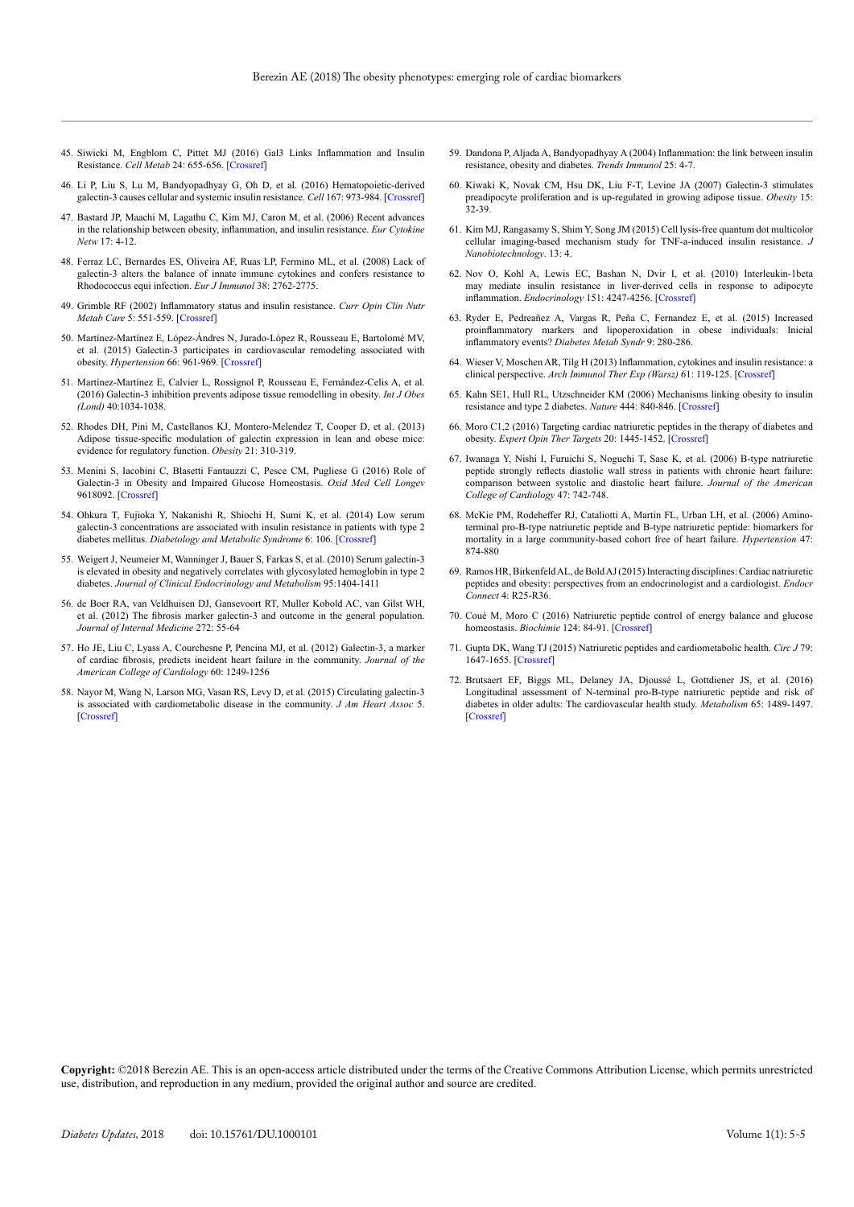45. Siwicki M, Engblom C, Pittet MJ (2016) Gal3 Links Inflammation and Insulin Resistance. *Cell Metab* 24: 655-656. [Crossref]

46. Li P, Liu S, Lu M, Bandyopadhyay G, Oh D, et al. (2016) Hematopoietic-derived galectin-3 causes cellular and systemic insulin resistance. *Cell* 167: 973-984. [Crossref]

47. Bastard JP, Maachi M, Lagathu C, Kim MJ, Caron M, et al. (2006) Recent advances in the relationship between obesity, inflammation, and insulin resistance. *Eur Cytokine Netw* 17: 4-12.

48. Ferraz LC, Bernardes ES, Oliveira AF, Ruas LP, Fermino ML, et al. (2008) Lack of galectin-3 alters the balance of innate immune cytokines and confers resistance to Rhodococcus equi infection. *Eur J Immunol* 38: 2762-2775.

49. Grimble RF (2002) Inflammatory status and insulin resistance. *Curr Opin Clin Nutr Metab Care* 5: 551-559. [Crossref]

50. Martínez-Martínez E, López-Ándres N, Jurado-López R, Rousseau E, Bartolomé MV, et al. (2015) Galectin-3 participates in cardiovascular remodeling associated with obesity. *Hypertension* 66: 961-969. [Crossref]

51. Martínez-Martínez E, Calvier L, Rossignol P, Rousseau E, Fernández-Celis A, et al. (2016) Galectin-3 inhibition prevents adipose tissue remodelling in obesity. *Int J Obes (Lond)* 40:1034-1038.

52. Rhodes DH, Pini M, Castellanos KJ, Montero-Melendez T, Cooper D, et al. (2013) Adipose tissue-specific modulation of galectin expression in lean and obese mice: evidence for regulatory function. *Obesity* 21: 310-319.

53. Menini S, Iacobini C, Blasetti Fantauzzi C, Pesce CM, Pugliese G (2016) Role of Galectin-3 in Obesity and Impaired Glucose Homeostasis. *Oxid Med Cell Longev* 9618092. [Crossref]

54. Ohkura T, Fujioka Y, Nakanishi R, Shiochi H, Sumi K, et al. (2014) Low serum galectin-3 concentrations are associated with insulin resistance in patients with type 2 diabetes mellitus. *Diabetology and Metabolic Syndrome* 6: 106. [Crossref]

55. Weigert J, Neumeier M, Wanninger J, Bauer S, Farkas S, et al. (2010) Serum galectin-3 is elevated in obesity and negatively correlates with glycosylated hemoglobin in type 2 diabetes. *Journal of Clinical Endocrinology and Metabolism* 95:1404-1411

56. de Boer RA, van Veldhuisen DJ, Gansevoort RT, Muller Kobold AC, van Gilst WH, et al. (2012) The fibrosis marker galectin-3 and outcome in the general population. *Journal of Internal Medicine* 272: 55-64

57. Ho JE, Liu C, Lyass A, Courchesne P, Pencina MJ, et al. (2012) Galectin-3, a marker of cardiac fibrosis, predicts incident heart failure in the community. *Journal of the American College of Cardiology* 60: 1249-1256

58. Nayor M, Wang N, Larson MG, Vasan RS, Levy D, et al. (2015) Circulating galectin-3 is associated with cardiometabolic disease in the community. *J Am Heart Assoc* 5. [Crossref]

59. Dandona P, Aljada A, Bandyopadhyay A (2004) Inflammation: the link between insulin resistance, obesity and diabetes. *Trends Immunol* 25: 4-7.

60. Kiwaki K, Novak CM, Hsu DK, Liu F-T, Levine JA (2007) Galectin-3 stimulates preadipocyte proliferation and is up-regulated in growing adipose tissue. *Obesity* 15: 32-39.

61. Kim MJ, Rangasamy S, Shim Y, Song JM (2015) Cell lysis-free quantum dot multicolor cellular imaging-based mechanism study for TNF-a-induced insulin resistance. *J Nanobiotechnology*. 13: 4.

62. Nov O, Kohl A, Lewis EC, Bashan N, Dvir I, et al. (2010) Interleukin-1beta may mediate insulin resistance in liver-derived cells in response to adipocyte inflammation. *Endocrinology* 151: 4247-4256. [Crossref]

63. Ryder E, Pedreañez A, Vargas R, Peña C, Fernandez E, et al. (2015) Increased proinflammatory markers and lipoperoxidation in obese individuals: Inicial inflammatory events? *Diabetes Metab Syndr* 9: 280-286.

64. Wieser V, Moschen AR, Tilg H (2013) Inflammation, cytokines and insulin resistance: a clinical perspective. *Arch Immunol Ther Exp (Warsz)* 61: 119-125. [Crossref]

65. Kahn SE1, Hull RL, Utzschneider KM (2006) Mechanisms linking obesity to insulin resistance and type 2 diabetes. *Nature* 444: 840-846. [Crossref]

66. Moro C1,2 (2016) Targeting cardiac natriuretic peptides in the therapy of diabetes and obesity. *Expert Opin Ther Targets* 20: 1445-1452. [Crossref]

67. Iwanaga Y, Nishi I, Furuichi S, Noguchi T, Sase K, et al. (2006) B-type natriuretic peptide strongly reflects diastolic wall stress in patients with chronic heart failure: comparison between systolic and diastolic heart failure. *Journal of the American College of Cardiology* 47: 742-748.

68. McKie PM, Rodeheffer RJ, Cataliotti A, Martin FL, Urban LH, et al. (2006) Amino-terminal pro-B-type natriuretic peptide and B-type natriuretic peptide: biomarkers for mortality in a large community-based cohort free of heart failure. *Hypertension* 47: 874-880

69. Ramos HR, Birkenfeld AL, de Bold AJ (2015) Interacting disciplines: Cardiac natriuretic peptides and obesity: perspectives from an endocrinologist and a cardiologist. *Endocr Connect* 4: R25-R36.

70. Coué M, Moro C (2016) Natriuretic peptide control of energy balance and glucose homeostasis. *Biochimie* 124: 84-91. [Crossref]

71. Gupta DK, Wang TJ (2015) Natriuretic peptides and cardiometabolic health. *Circ J* 79: 1647-1655. [Crossref]

72. Brutsaert EF, Biggs ML, Delaney JA, Djoussé L, Gottdiener JS, et al. (2016) Longitudinal assessment of N-terminal pro-B-type natriuretic peptide and risk of diabetes in older adults: The cardiovascular health study. *Metabolism* 65: 1489-1497. [Crossref]

**Copyright:** ©2018 Berezin AE. This is an open-access article distributed under the terms of the Creative Commons Attribution License, which permits unrestricted use, distribution, and reproduction in any medium, provided the original author and source are credited.